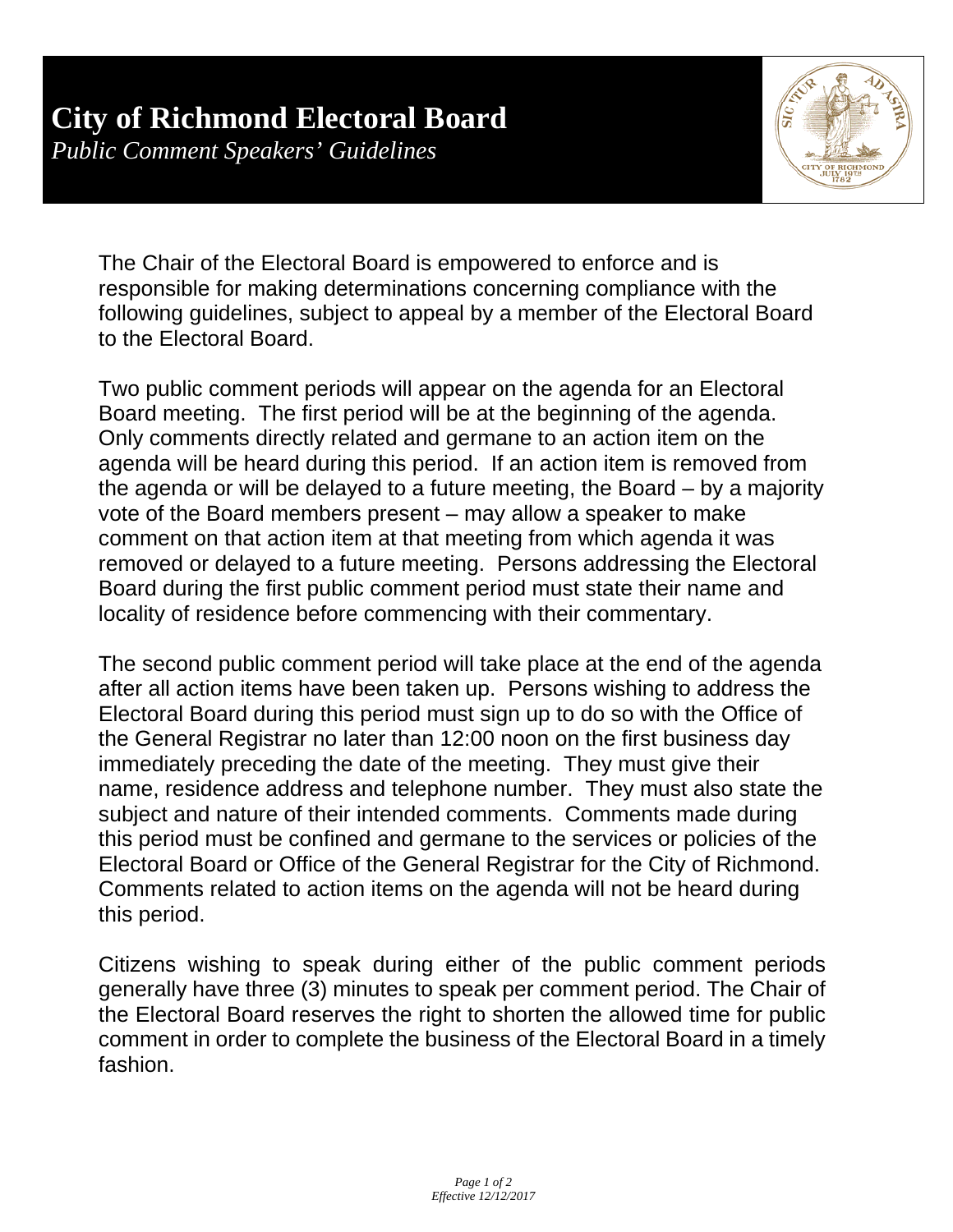# City of Richmond Electoral Board

*Public Comment Speakers' Guidelines*

The Chair of the Electoral Board is empowered to enforce and is responsible for making determinations concerning compliance with the following guidelines, subject to appeal by a member of the Electoral Board to the Electoral Board.

Two public comment periods will appear on the agenda for an Electoral Board meeting. The first period will be at the beginning of the agenda. Only comments directly related and germane to an action item on the agenda will be heard during this period. If an action item is removed from the agenda or will be delayed to a future meeting, the Board – by a majority vote of the Board members present – may allow a speaker to make comment on that action item at that meeting from which agenda it was removed or delayed to a future meeting. Persons addressing the Electoral Board during the first public comment period must state their name and locality of residence before commencing with their commentary.

The second public comment period will take place at the end of the agenda after all action items have been taken up. Persons wishing to address the Electoral Board during this period must sign up to do so with the Office of the General Registrar no later than 12:00 noon on the first business day immediately preceding the date of the meeting. They must give their name, residence address and telephone number. They must also state the subject and nature of their intended comments. Comments made during this period must be confined and germane to the services or policies of the Electoral Board or Office of the General Registrar for the City of Richmond. Comments related to action items on the agenda will not be heard during this period.

Citizens wishing to speak during either of the public comment periods generally have three (3) minutes to speak per comment period. The Chair of the Electoral Board reserves the right to shorten the allowed time for public comment in order to complete the business of the Electoral Board in a timely fashion.

*Effective 12/12/2017*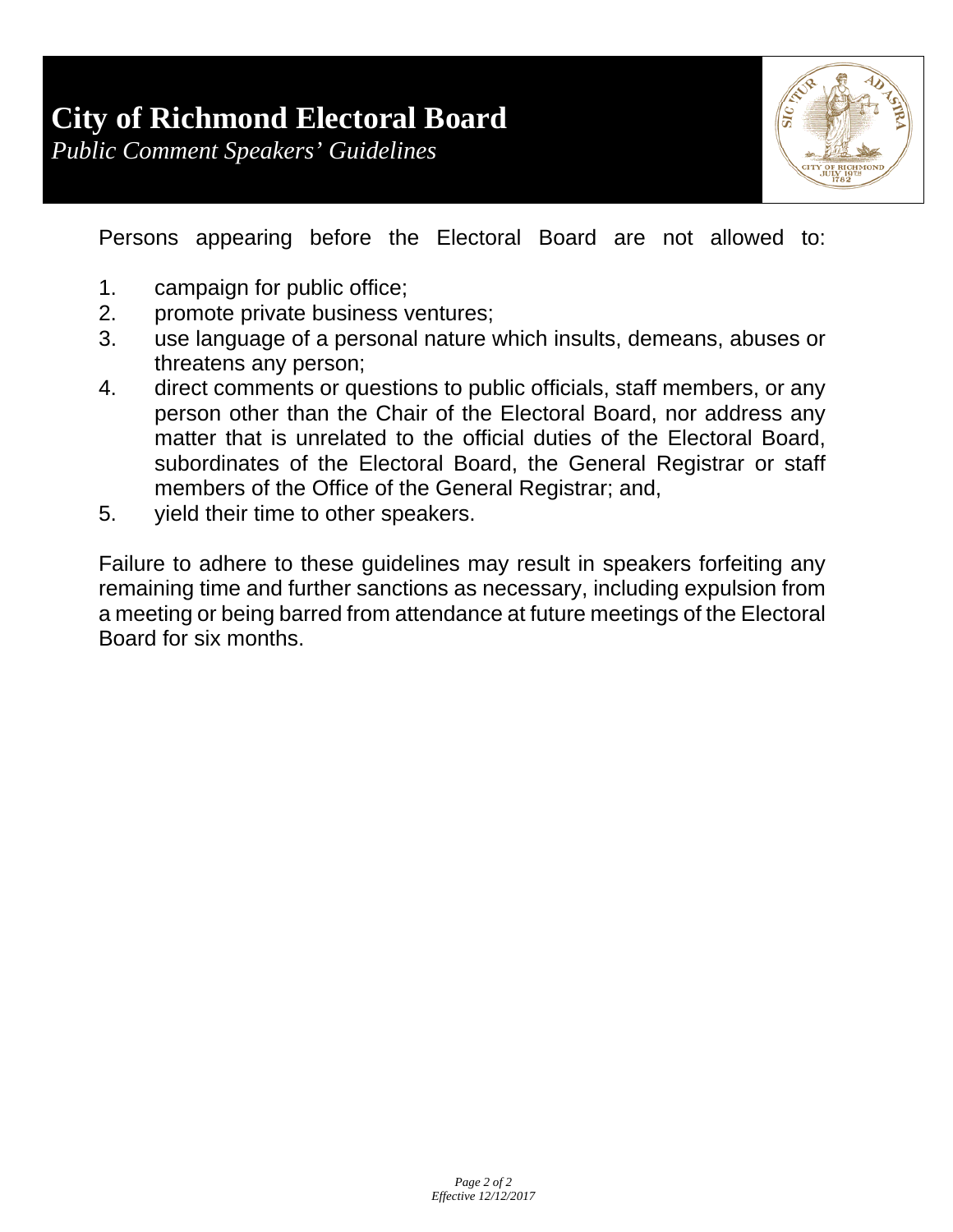# City of Richmond Electoral Board

*Public Comment Speakers' Guidelines*

Persons appearing before the Electoral Board are not allowed to:

1. campaign for public office;
2. promote private business ventures;
3. use language of a personal nature which insults, demeans, abuses or threatens any person;
4. direct comments or questions to public officials, staff members, or any person other than the Chair of the Electoral Board, nor address any matter that is unrelated to the official duties of the Electoral Board, subordinates of the Electoral Board, the General Registrar or staff members of the Office of the General Registrar; and,
5. yield their time to other speakers.

Failure to adhere to these guidelines may result in speakers forfeiting any remaining time and further sanctions as necessary, including expulsion from a meeting or being barred from attendance at future meetings of the Electoral Board for six months.

*Effective 12/12/2017*